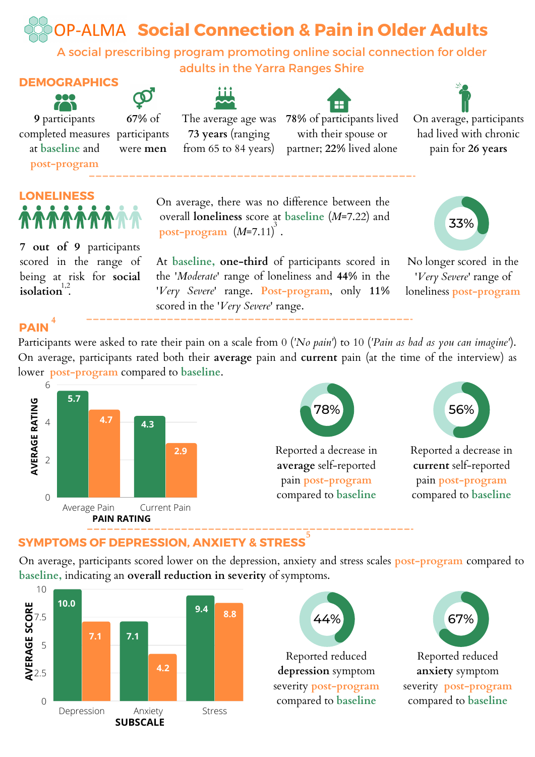# OP-ALMA Social Connection & Pain in Older Adults

A social prescribing program promoting online social connection for older adults in the Yarra Ranges Shire

## DEMOGRAPHICS

**9** participants completed measures at baseline and post-program

**67%** of participants were **men**

The average age was **73 years** (ranging from 65 to 84 years)

**78%** of participants lived with their spouse or partner; **22%** lived alone

On average, participants had lived with chronic pain for **26 years**

## LONELINESS

**7 out of 9** participants scored in the range of being at risk for **social isolation**[1,2].

On average, there was no difference between the overall **loneliness** score at baseline ($M$=7.22) and post-program ($M$=7.11)[3].

At **baseline, one-third** of participants scored in the '*Moderate*' range of loneliness and **44%** in the '*Very Severe*' range. **Post-program**, only **11%** scored in the '*Very Severe*' range.

**33%** — No longer scored in the '*Very Severe*' range of loneliness post-program

## PAIN[4]

Participants were asked to rate their pain on a scale from 0 ('*No pain*') to 10 ('*Pain as bad as you can imagine*'). On average, participants rated both their **average** pain and **current** pain (at the time of the interview) as lower post-program compared to baseline.

**PAIN RATING** (Average Rating)

| | Baseline | Post-program |
|---|---|---|
| Average Pain | 5.7 | 4.7 |
| Current Pain | 4.3 | 2.9 |

**78%** — Reported a decrease in **average** self-reported pain post-program compared to baseline

**56%** — Reported a decrease in **current** self-reported pain post-program compared to baseline

## SYMPTOMS OF DEPRESSION, ANXIETY & STRESS[5]

On average, participants scored lower on the depression, anxiety and stress scales post-program compared to baseline, indicating an **overall reduction in severity** of symptoms.

**SUBSCALE** (Average Score)

| | Baseline | Post-program |
|---|---|---|
| Depression | 10.0 | 7.1 |
| Anxiety | 7.1 | 4.2 |
| Stress | 9.4 | 8.8 |

**44%** — Reported reduced **depression** symptom severity post-program compared to baseline

**67%** — Reported reduced **anxiety** symptom severity post-program compared to baseline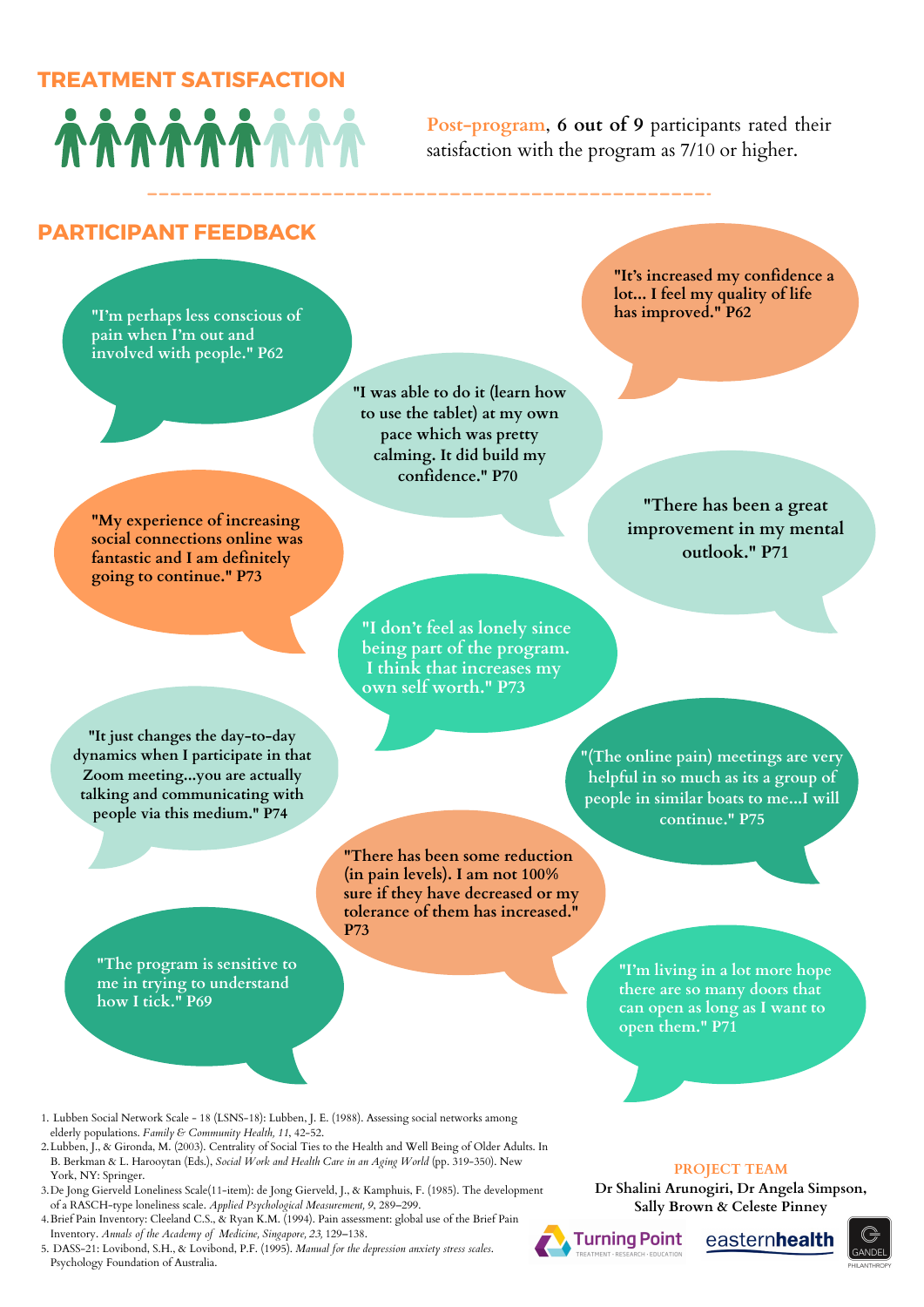## TREATMENT SATISFACTION

Post-program, **6 out of 9** participants rated their satisfaction with the program as 7/10 or higher.

## PARTICIPANT FEEDBACK

"I'm perhaps less conscious of pain when I'm out and involved with people." P62

"It's increased my confidence a lot... I feel my quality of life has improved." P62

"I was able to do it (learn how to use the tablet) at my own pace which was pretty calming. It did build my confidence." P70

"There has been a great improvement in my mental outlook." P71

"My experience of increasing social connections online was fantastic and I am definitely going to continue." P73

"I don't feel as lonely since being part of the program. I think that increases my own self worth." P73

"It just changes the day-to-day dynamics when I participate in that Zoom meeting...you are actually talking and communicating with people via this medium." P74

"(The online pain) meetings are very helpful in so much as its a group of people in similar boats to me...I will continue." P75

"There has been some reduction (in pain levels). I am not 100% sure if they have decreased or my tolerance of them has increased." P73

"The program is sensitive to me in trying to understand how I tick." P69

"I'm living in a lot more hope there are so many doors that can open as long as I want to open them." P71

1. Lubben Social Network Scale - 18 (LSNS-18): Lubben, J. E. (1988). Assessing social networks among elderly populations. *Family & Community Health, 11*, 42-52.
2. Lubben, J., & Gironda, M. (2003). Centrality of Social Ties to the Health and Well Being of Older Adults. In B. Berkman & L. Harooytan (Eds.), *Social Work and Health Care in an Aging World* (pp. 319-350). New York, NY: Springer.
3. De Jong Gierveld Loneliness Scale(11-item): de Jong Gierveld, J., & Kamphuis, F. (1985). The development of a RASCH-type loneliness scale. *Applied Psychological Measurement, 9*, 289–299.
4. Brief Pain Inventory: Cleeland C.S., & Ryan K.M. (1994). Pain assessment: global use of the Brief Pain Inventory. *Annals of the Academy of Medicine, Singapore, 23*, 129–138.
5. DASS-21: Lovibond, S.H., & Lovibond, P.F. (1995). *Manual for the depression anxiety stress scales*. Psychology Foundation of Australia.

**PROJECT TEAM**

**Dr Shalini Arunogiri, Dr Angela Simpson, Sally Brown & Celeste Pinney**

Turning Point — TREATMENT · RESEARCH · EDUCATION

easternhealth

GANDEL PHILANTHROPY